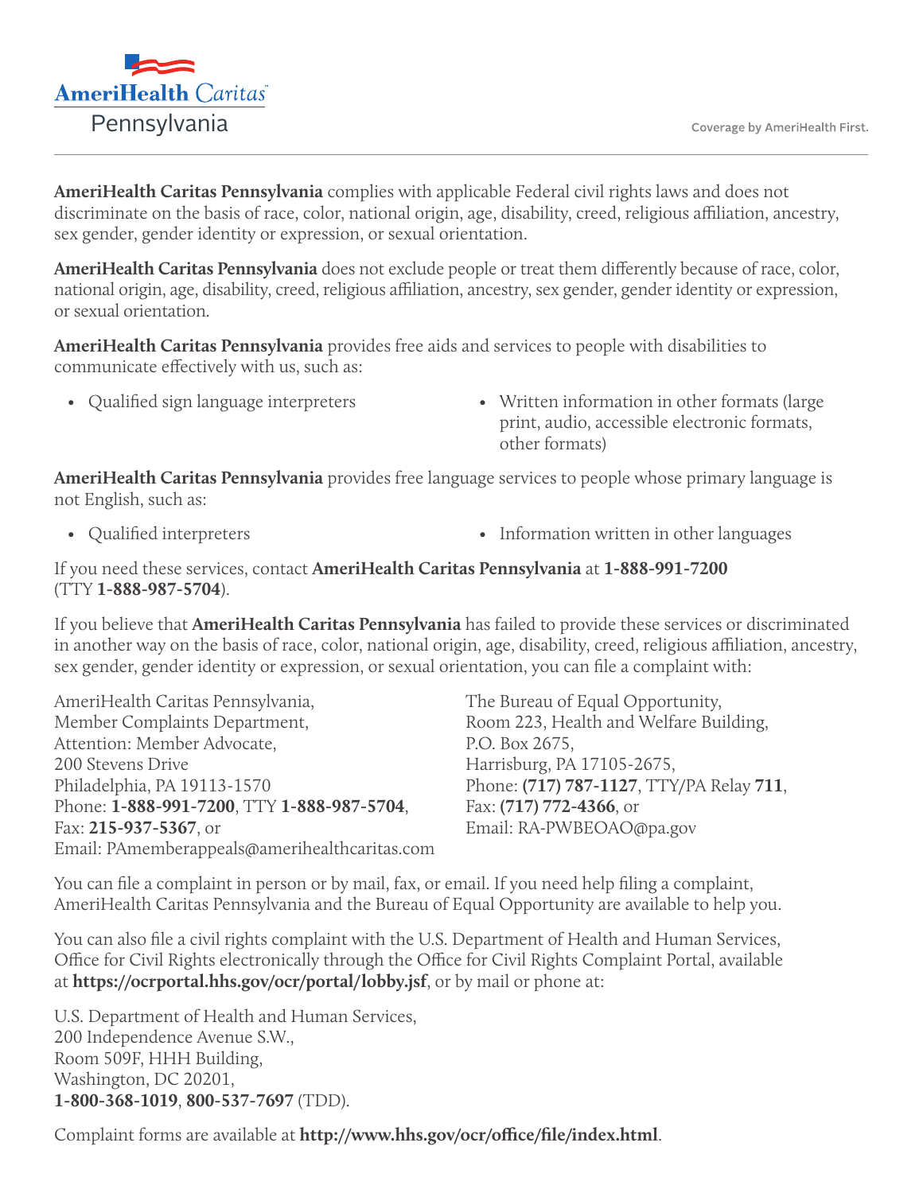AmeriHealth Caritas

Pennsylvania

Coverage by AmeriHealth First.

**AmeriHealth Caritas Pennsylvania** complies with applicable Federal civil rights laws and does not discriminate on the basis of race, color, national origin, age, disability, creed, religious affiliation, ancestry, sex gender, gender identity or expression, or sexual orientation.

**AmeriHealth Caritas Pennsylvania** does not exclude people or treat them differently because of race, color, national origin, age, disability, creed, religious affiliation, ancestry, sex gender, gender identity or expression, or sexual orientation.

**AmeriHealth Caritas Pennsylvania** provides free aids and services to people with disabilities to communicate effectively with us, such as:

- Qualified sign language interpreters
- Written information in other formats (large print, audio, accessible electronic formats, other formats)

**AmeriHealth Caritas Pennsylvania** provides free language services to people whose primary language is not English, such as:

- Qualified interpreters
- Information written in other languages

If you need these services, contact **AmeriHealth Caritas Pennsylvania** at **1-888-991-7200** (TTY **1-888-987-5704**).

If you believe that **AmeriHealth Caritas Pennsylvania** has failed to provide these services or discriminated in another way on the basis of race, color, national origin, age, disability, creed, religious affiliation, ancestry, sex gender, gender identity or expression, or sexual orientation, you can file a complaint with:

AmeriHealth Caritas Pennsylvania,
Member Complaints Department,
Attention: Member Advocate,
200 Stevens Drive
Philadelphia, PA 19113-1570
Phone: **1-888-991-7200**, TTY **1-888-987-5704**,
Fax: **215-937-5367**, or
Email: PAmemberappeals@amerihealthcaritas.com

The Bureau of Equal Opportunity,
Room 223, Health and Welfare Building,
P.O. Box 2675,
Harrisburg, PA 17105-2675,
Phone: **(717) 787-1127**, TTY/PA Relay **711**,
Fax: **(717) 772-4366**, or
Email: RA-PWBEOAO@pa.gov

You can file a complaint in person or by mail, fax, or email. If you need help filing a complaint, AmeriHealth Caritas Pennsylvania and the Bureau of Equal Opportunity are available to help you.

You can also file a civil rights complaint with the U.S. Department of Health and Human Services, Office for Civil Rights electronically through the Office for Civil Rights Complaint Portal, available at **https://ocrportal.hhs.gov/ocr/portal/lobby.jsf**, or by mail or phone at:

U.S. Department of Health and Human Services,
200 Independence Avenue S.W.,
Room 509F, HHH Building,
Washington, DC 20201,
**1-800-368-1019**, **800-537-7697** (TDD).

Complaint forms are available at **http://www.hhs.gov/ocr/office/file/index.html**.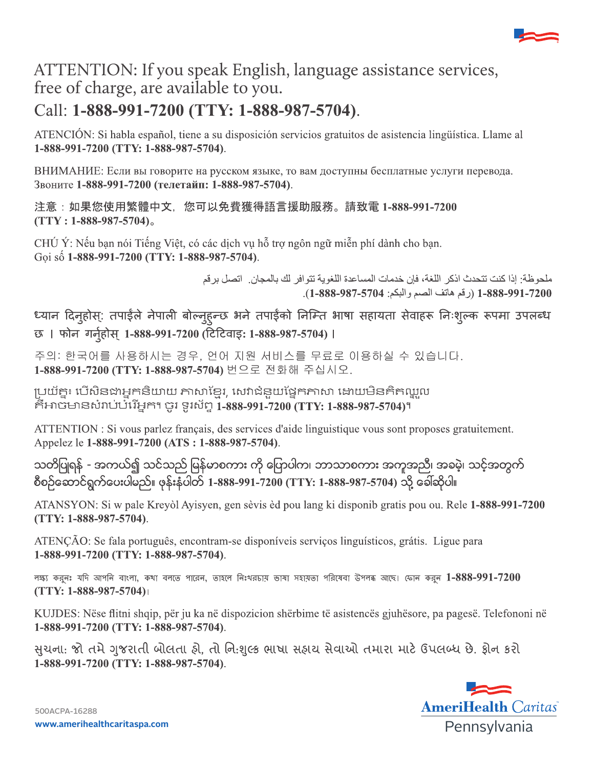ATTENTION: If you speak English, language assistance services, free of charge, are available to you.
Call: **1-888-991-7200 (TTY: 1-888-987-5704)**.

ATENCIÓN: Si habla español, tiene a su disposición servicios gratuitos de asistencia lingüística. Llame al **1-888-991-7200 (TTY: 1-888-987-5704)**.

ВНИМАНИЕ: Если вы говорите на русском языке, то вам доступны бесплатные услуги перевода. Звоните **1-888-991-7200 (телетайп: 1-888-987-5704)**.

注意：如果您使用繁體中文，您可以免費獲得語言援助服務。請致電 **1-888-991-7200 (TTY：1-888-987-5704)**。

CHÚ Ý: Nếu bạn nói Tiếng Việt, có các dịch vụ hỗ trợ ngôn ngữ miễn phí dành cho bạn. Gọi số **1-888-991-7200 (TTY: 1-888-987-5704)**.

ملحوظة: إذا كنت تتحدث اذكر اللغة، فإن خدمات المساعدة اللغوية تتوافر لك بالمجان. اتصل برقم **1-888-991-7200** (رقم هاتف الصم والبكم: **1-888-987-5704**).

ध्यान दिनुहोस्: तपाईंले नेपाली बोल्नुहुन्छ भने तपाईंको निम्ति भाषा सहायता सेवाहरू निःशुल्क रूपमा उपलब्ध छ । फोन गर्नुहोस् **1-888-991-7200 (टिटिवाइ: 1-888-987-5704)** ।

주의: 한국어를 사용하시는 경우, 언어 지원 서비스를 무료로 이용하실 수 있습니다. **1-888-991-7200 (TTY: 1-888-987-5704)** 번으로 전화해 주십시오.

ប្រយ័ត្ន៖ បើសិនជាអ្នកនិយាយ ភាសាខ្មែរ, សេវាជំនួយផ្នែកភាសា ដោយមិនគិតឈ្នួល គឺអាចមានសំរាប់បំរើអ្នក។ ចូរ ទូរស័ព្ទ **1-888-991-7200 (TTY: 1-888-987-5704)**។

ATTENTION : Si vous parlez français, des services d'aide linguistique vous sont proposes gratuitement. Appelez le **1-888-991-7200 (ATS : 1-888-987-5704)**.

သတိပြုရန် - အကယ်၍ သင်သည် မြန်မာစကား ကို ပြောပါက၊ ဘာသာစကား အကူအညီ၊ အခမဲ့၊ သင့်အတွက် စီစဉ်ဆောင်ရွက်ပေးပါမည်။ ဖုန်းနံပါတ် **1-888-991-7200 (TTY: 1-888-987-5704)** သို့ ခေါ်ဆိုပါ။

ATANSYON: Si w pale Kreyòl Ayisyen, gen sèvis èd pou lang ki disponib gratis pou ou. Rele **1-888-991-7200 (TTY: 1-888-987-5704)**.

ATENÇÃO: Se fala português, encontram-se disponíveis serviços linguísticos, grátis. Ligue para **1-888-991-7200 (TTY: 1-888-987-5704)**.

লক্ষ্য করুনঃ যদি আপনি বাংলা, কথা বলতে পারেন, তাহলে নিঃখরচায় ভাষা সহায়তা পরিষেবা উপলব্ধ আছে। ফোন করুন **1-888-991-7200 (TTY: 1-888-987-5704)**।

KUJDES: Nëse flitni shqip, për ju ka në dispozicion shërbime të asistencës gjuhësore, pa pagesë. Telefononi në **1-888-991-7200 (TTY: 1-888-987-5704)**.

સુચના: જો તમે ગુજરાતી બોલતા હો, તો નિ:શુલ્ક ભાષા સહાય સેવાઓ તમારા માટે ઉપલબ્ધ છે. ફોન કરો **1-888-991-7200 (TTY: 1-888-987-5704)**.

500ACPA-16288

www.amerihealthcaritaspa.com

AmeriHealth Caritas Pennsylvania